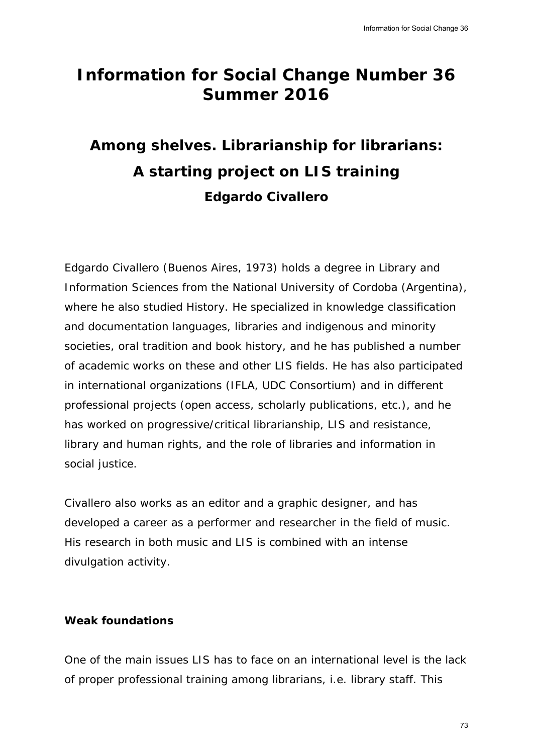# Information for Social Change Number 36 Summer 2016

## Among shelves. Librarianship for librarians: A starting project on LIS training

### Edgardo Civallero

Edgardo Civallero (Buenos Aires, 1973) holds a degree in Library and Information Sciences from the National University of Cordoba (Argentina), where he also studied History. He specialized in knowledge classification and documentation languages, libraries and indigenous and minority societies, oral tradition and book history, and he has published a number of academic works on these and other LIS fields. He has also participated in international organizations (IFLA, UDC Consortium) and in different professional projects (open access, scholarly publications, etc.), and he has worked on progressive/critical librarianship, LIS and resistance, library and human rights, and the role of libraries and information in social justice.

Civallero also works as an editor and a graphic designer, and has developed a career as a performer and researcher in the field of music. His research in both music and LIS is combined with an intense divulgation activity.

**Weak foundations**

One of the main issues LIS has to face on an international level is the lack of proper professional training among librarians, i.e. library staff. This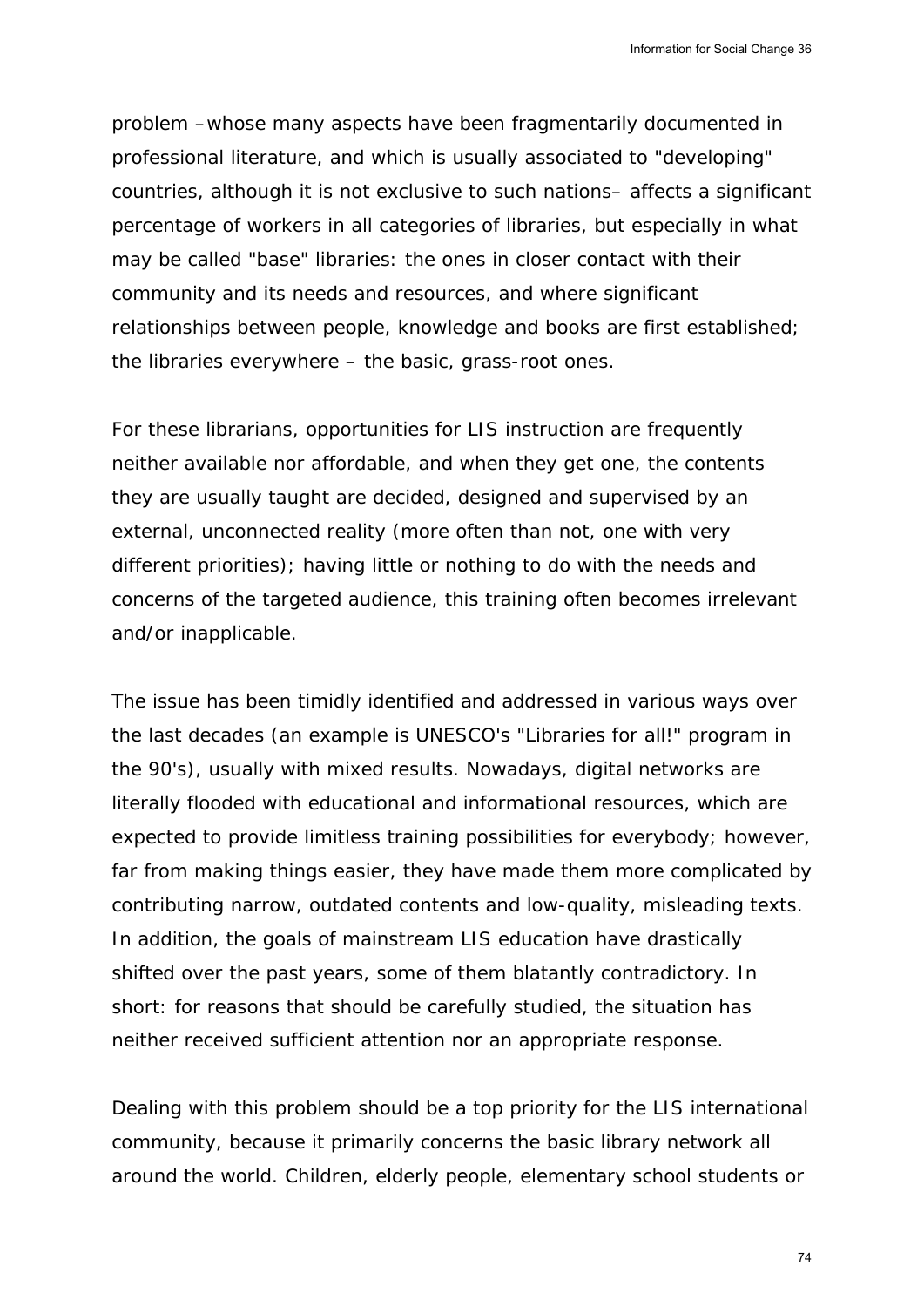problem –whose many aspects have been fragmentarily documented in professional literature, and which is usually associated to "developing" countries, although it is not exclusive to such nations– affects a significant percentage of workers in all categories of libraries, but especially in what may be called "base" libraries: the ones in closer contact with their community and its needs and resources, and where significant relationships between people, knowledge and books are first established; the libraries everywhere – the basic, grass-root ones.

For these librarians, opportunities for LIS instruction are frequently neither available nor affordable, and when they get one, the contents they are usually taught are decided, designed and supervised by an external, unconnected reality (more often than not, one with very different priorities); having little or nothing to do with the needs and concerns of the targeted audience, this training often becomes irrelevant and/or inapplicable.

The issue has been timidly identified and addressed in various ways over the last decades (an example is UNESCO's "Libraries for all!" program in the 90's), usually with mixed results. Nowadays, digital networks are literally flooded with educational and informational resources, which are expected to provide limitless training possibilities for everybody; however, far from making things easier, they have made them more complicated by contributing narrow, outdated contents and low-quality, misleading texts. In addition, the goals of mainstream LIS education have drastically shifted over the past years, some of them blatantly contradictory. In short: for reasons that should be carefully studied, the situation has neither received sufficient attention nor an appropriate response.

Dealing with this problem should be a top priority for the LIS international community, because it primarily concerns the basic library network all around the world. Children, elderly people, elementary school students or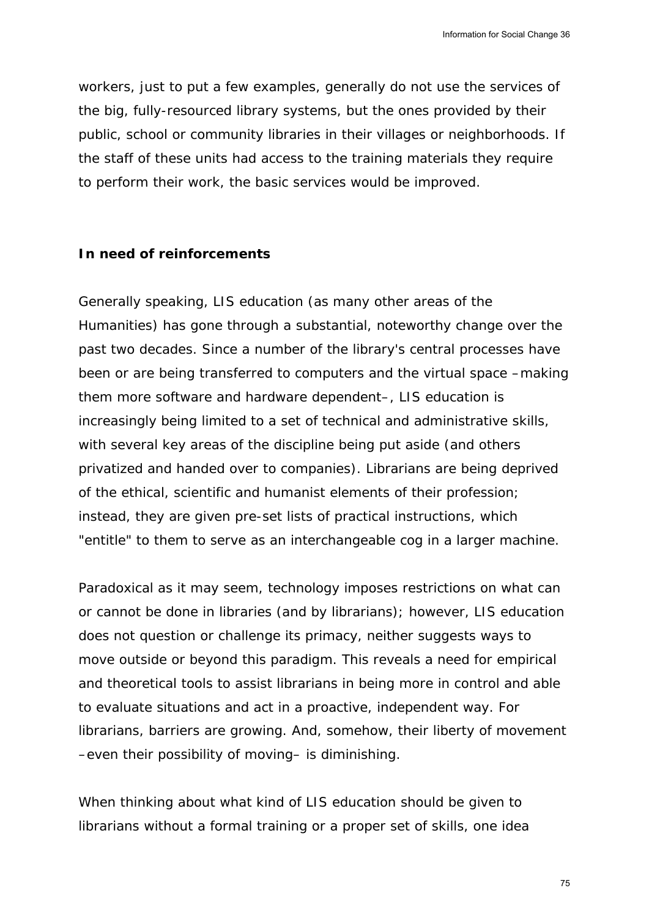workers, just to put a few examples, generally do not use the services of the big, fully-resourced library systems, but the ones provided by their public, school or community libraries in their villages or neighborhoods. If the staff of these units had access to the training materials they require to perform their work, the basic services would be improved.

**In need of reinforcements**

Generally speaking, LIS education (as many other areas of the Humanities) has gone through a substantial, noteworthy change over the past two decades. Since a number of the library's central processes have been or are being transferred to computers and the virtual space –making them more software and hardware dependent–, LIS education is increasingly being limited to a set of technical and administrative skills, with several key areas of the discipline being put aside (and others privatized and handed over to companies). Librarians are being deprived of the ethical, scientific and humanist elements of their profession; instead, they are given pre-set lists of practical instructions, which "entitle" to them to serve as an interchangeable cog in a larger machine.

Paradoxical as it may seem, technology imposes restrictions on what can or cannot be done in libraries (and by librarians); however, LIS education does not question or challenge its primacy, neither suggests ways to move outside or beyond this paradigm. This reveals a need for empirical and theoretical tools to assist librarians in being more in control and able to evaluate situations and act in a proactive, independent way. For librarians, barriers are growing. And, somehow, their liberty of movement –even their possibility of moving– is diminishing.

When thinking about what kind of LIS education should be given to librarians without a formal training or a proper set of skills, one idea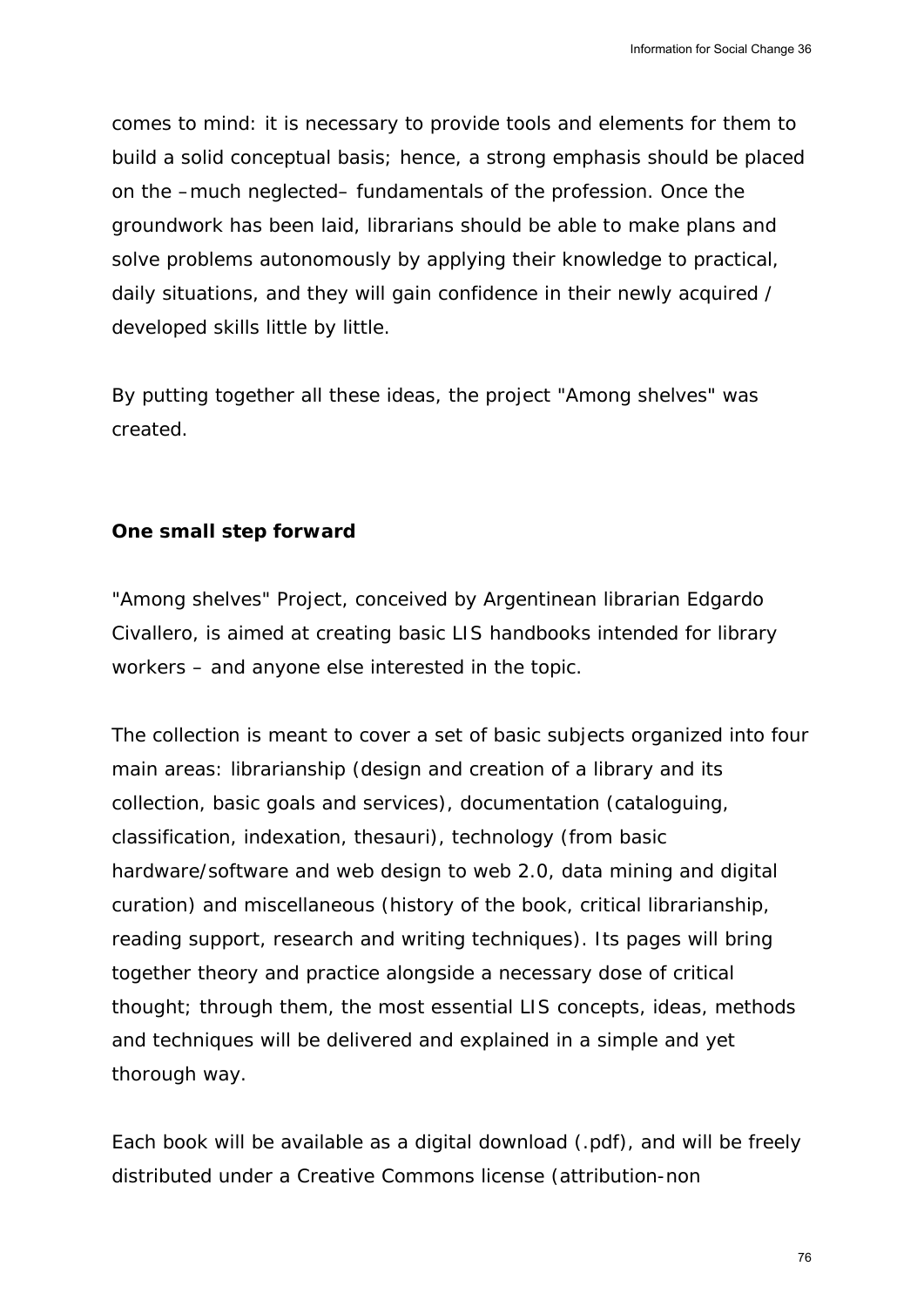comes to mind: it is necessary to provide tools and elements for them to build a solid conceptual basis; hence, a strong emphasis should be placed on the –much neglected– fundamentals of the profession. Once the groundwork has been laid, librarians should be able to make plans and solve problems autonomously by applying their knowledge to practical, daily situations, and they will gain confidence in their newly acquired / developed skills little by little.

By putting together all these ideas, the project "Among shelves" was created.

**One small step forward**

"Among shelves" Project, conceived by Argentinean librarian Edgardo Civallero, is aimed at creating basic LIS handbooks intended for library workers – and anyone else interested in the topic.

The collection is meant to cover a set of basic subjects organized into four main areas: librarianship (design and creation of a library and its collection, basic goals and services), documentation (cataloguing, classification, indexation, thesauri), technology (from basic hardware/software and web design to web 2.0, data mining and digital curation) and miscellaneous (history of the book, critical librarianship, reading support, research and writing techniques). Its pages will bring together theory and practice alongside a necessary dose of critical thought; through them, the most essential LIS concepts, ideas, methods and techniques will be delivered and explained in a simple and yet thorough way.

Each book will be available as a digital download (.pdf), and will be freely distributed under a Creative Commons license (attribution-non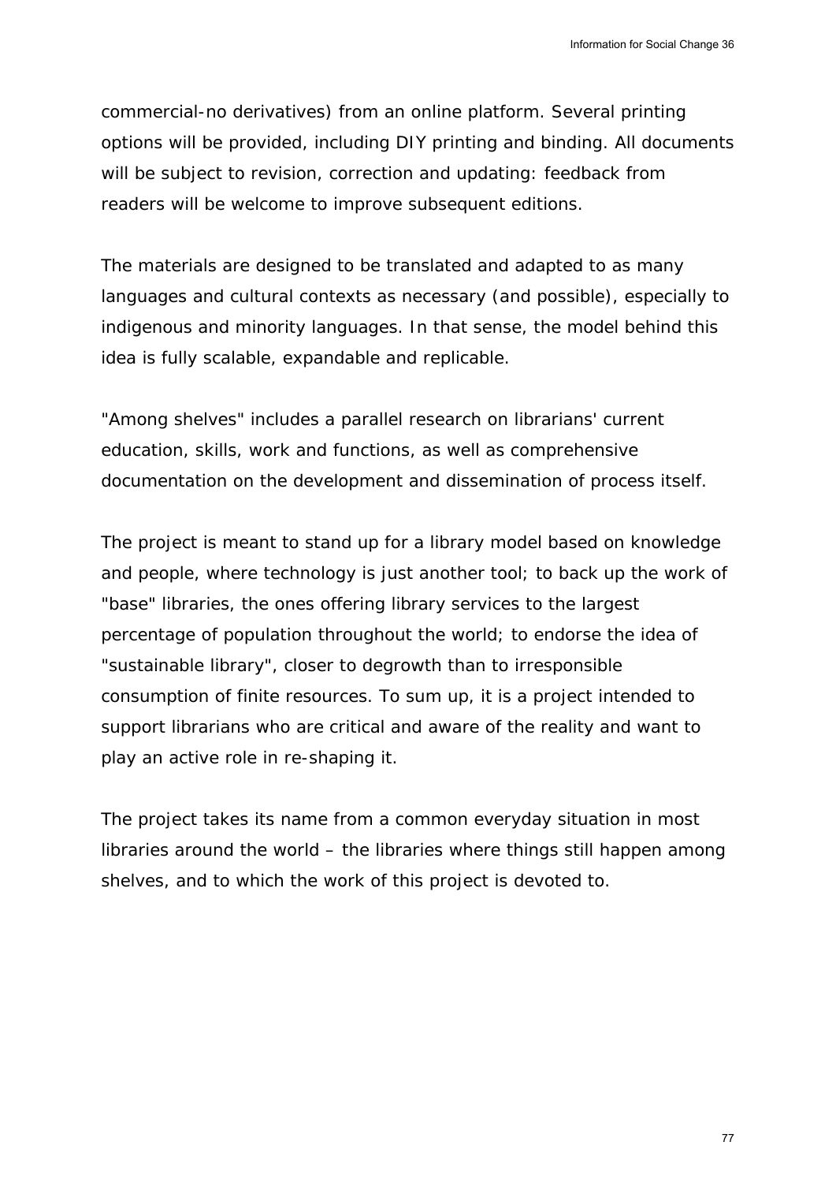commercial-no derivatives) from an online platform. Several printing options will be provided, including DIY printing and binding. All documents will be subject to revision, correction and updating: feedback from readers will be welcome to improve subsequent editions.

The materials are designed to be translated and adapted to as many languages and cultural contexts as necessary (and possible), especially to indigenous and minority languages. In that sense, the model behind this idea is fully scalable, expandable and replicable.

"Among shelves" includes a parallel research on librarians' current education, skills, work and functions, as well as comprehensive documentation on the development and dissemination of process itself.

The project is meant to stand up for a library model based on knowledge and people, where technology is just another tool; to back up the work of "base" libraries, the ones offering library services to the largest percentage of population throughout the world; to endorse the idea of "sustainable library", closer to degrowth than to irresponsible consumption of finite resources. To sum up, it is a project intended to support librarians who are critical and aware of the reality and want to play an active role in re-shaping it.

The project takes its name from a common everyday situation in most libraries around the world – the libraries where things still happen among shelves, and to which the work of this project is devoted to.